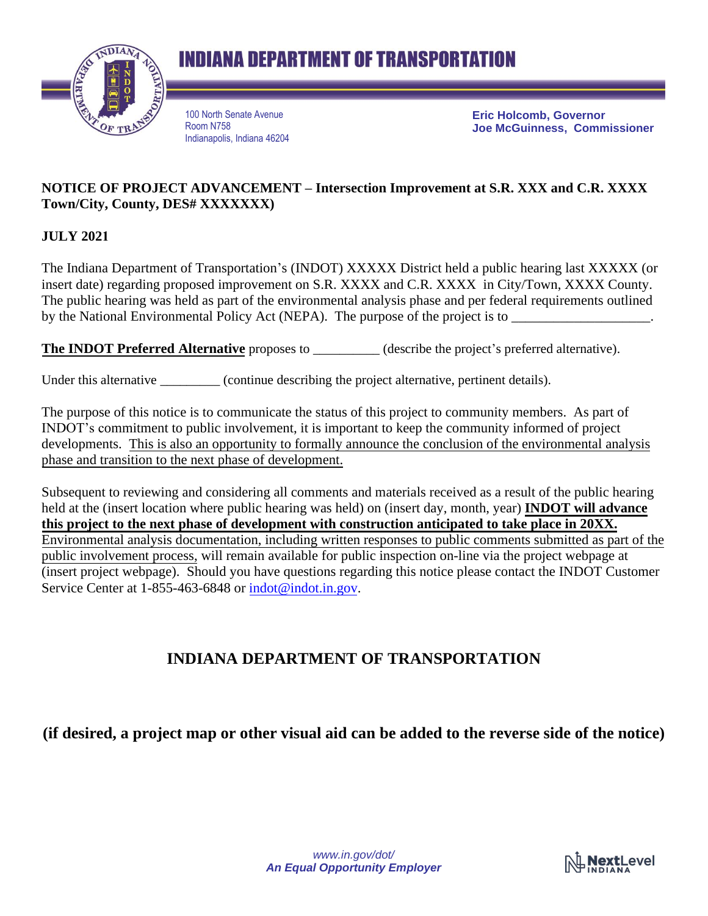# INDIANA DEPARTMENT OF TRANSPORTATION

100 North Senate Avenue
Room N758
Indianapolis, Indiana 46204

**Eric Holcomb, Governor**
**Joe McGuinness, Commissioner**

**NOTICE OF PROJECT ADVANCEMENT – Intersection Improvement at S.R. XXX and C.R. XXXX Town/City, County, DES# XXXXXXX)**

**JULY 2021**

The Indiana Department of Transportation's (INDOT) XXXXX District held a public hearing last XXXXX (or insert date) regarding proposed improvement on S.R. XXXX and C.R. XXXX in City/Town, XXXX County. The public hearing was held as part of the environmental analysis phase and per federal requirements outlined by the National Environmental Policy Act (NEPA). The purpose of the project is to ____________________.

**The INDOT Preferred Alternative** proposes to __________ (describe the project's preferred alternative).

Under this alternative _________ (continue describing the project alternative, pertinent details).

The purpose of this notice is to communicate the status of this project to community members. As part of INDOT's commitment to public involvement, it is important to keep the community informed of project developments. This is also an opportunity to formally announce the conclusion of the environmental analysis phase and transition to the next phase of development.

Subsequent to reviewing and considering all comments and materials received as a result of the public hearing held at the (insert location where public hearing was held) on (insert day, month, year) **INDOT will advance this project to the next phase of development with construction anticipated to take place in 20XX.** Environmental analysis documentation, including written responses to public comments submitted as part of the public involvement process, will remain available for public inspection on-line via the project webpage at (insert project webpage). Should you have questions regarding this notice please contact the INDOT Customer Service Center at 1-855-463-6848 or indot@indot.in.gov.

**INDIANA DEPARTMENT OF TRANSPORTATION**

**(if desired, a project map or other visual aid can be added to the reverse side of the notice)**

*www.in.gov/dot/*
*An Equal Opportunity Employer*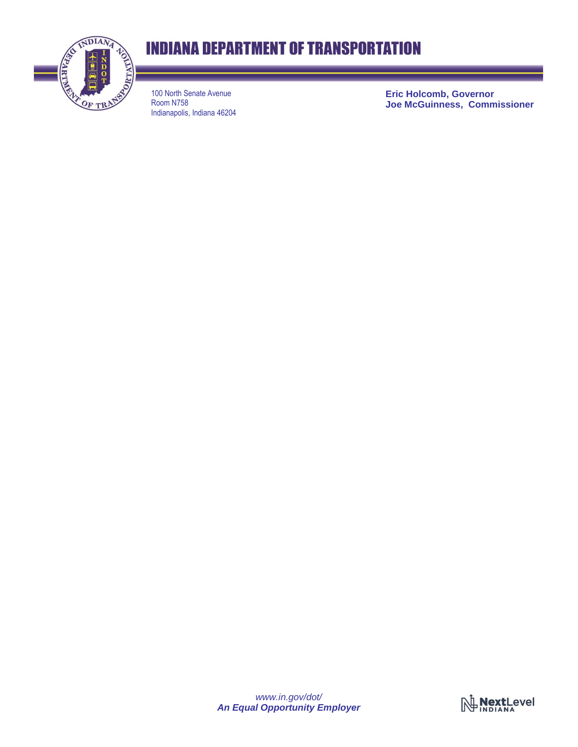# INDIANA DEPARTMENT OF TRANSPORTATION

100 North Senate Avenue
Room N758
Indianapolis, Indiana 46204

**Eric Holcomb, Governor**
**Joe McGuinness, Commissioner**

*www.in.gov/dot/*
***An Equal Opportunity Employer***